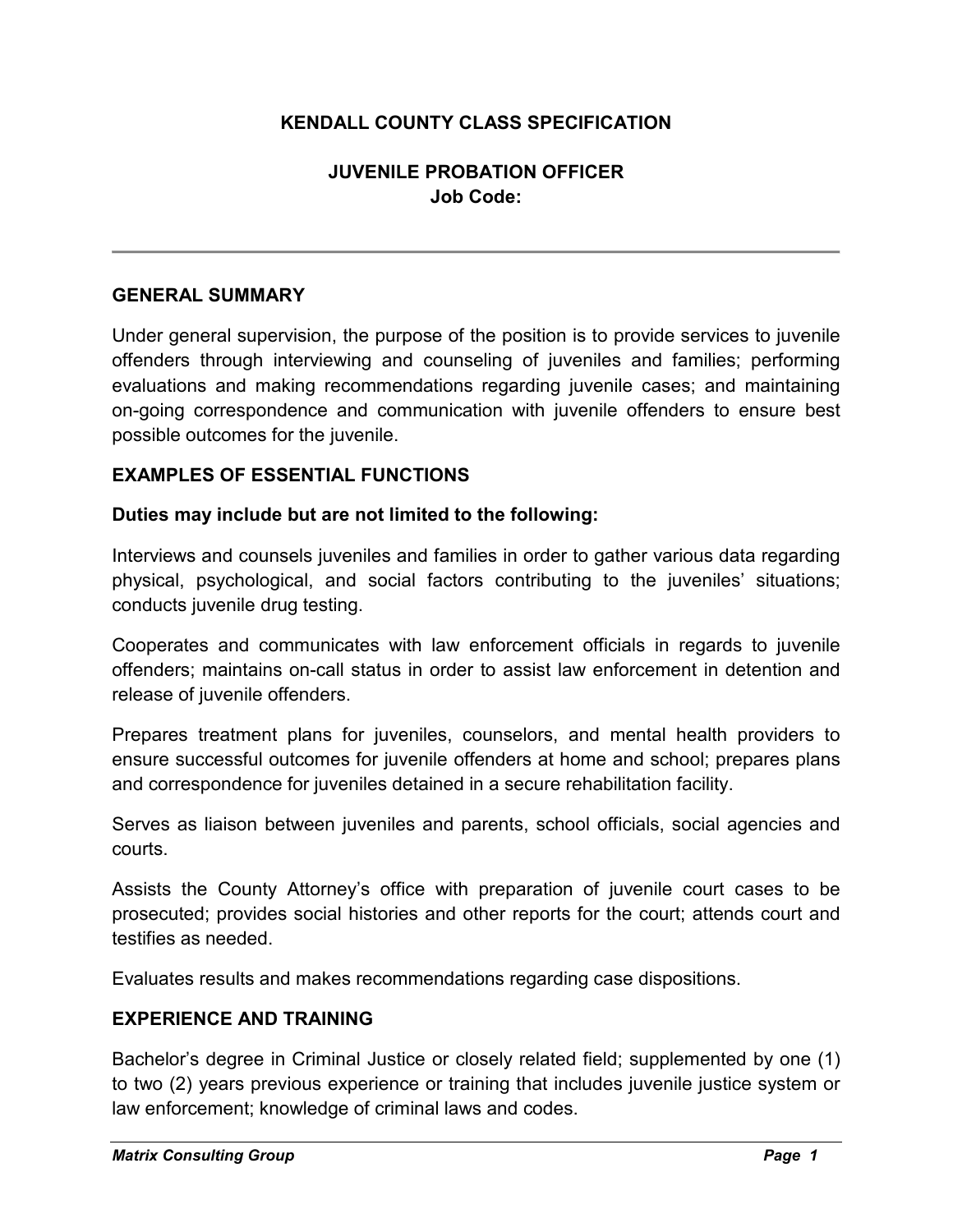# KENDALL COUNTY CLASS SPECIFICATION

## JUVENILE PROBATION OFFICER

**Job Code:**

---

## GENERAL SUMMARY

Under general supervision, the purpose of the position is to provide services to juvenile offenders through interviewing and counseling of juveniles and families; performing evaluations and making recommendations regarding juvenile cases; and maintaining on-going correspondence and communication with juvenile offenders to ensure best possible outcomes for the juvenile.

## EXAMPLES OF ESSENTIAL FUNCTIONS

**Duties may include but are not limited to the following:**

Interviews and counsels juveniles and families in order to gather various data regarding physical, psychological, and social factors contributing to the juveniles' situations; conducts juvenile drug testing.

Cooperates and communicates with law enforcement officials in regards to juvenile offenders; maintains on-call status in order to assist law enforcement in detention and release of juvenile offenders.

Prepares treatment plans for juveniles, counselors, and mental health providers to ensure successful outcomes for juvenile offenders at home and school; prepares plans and correspondence for juveniles detained in a secure rehabilitation facility.

Serves as liaison between juveniles and parents, school officials, social agencies and courts.

Assists the County Attorney's office with preparation of juvenile court cases to be prosecuted; provides social histories and other reports for the court; attends court and testifies as needed.

Evaluates results and makes recommendations regarding case dispositions.

## EXPERIENCE AND TRAINING

Bachelor's degree in Criminal Justice or closely related field; supplemented by one (1) to two (2) years previous experience or training that includes juvenile justice system or law enforcement; knowledge of criminal laws and codes.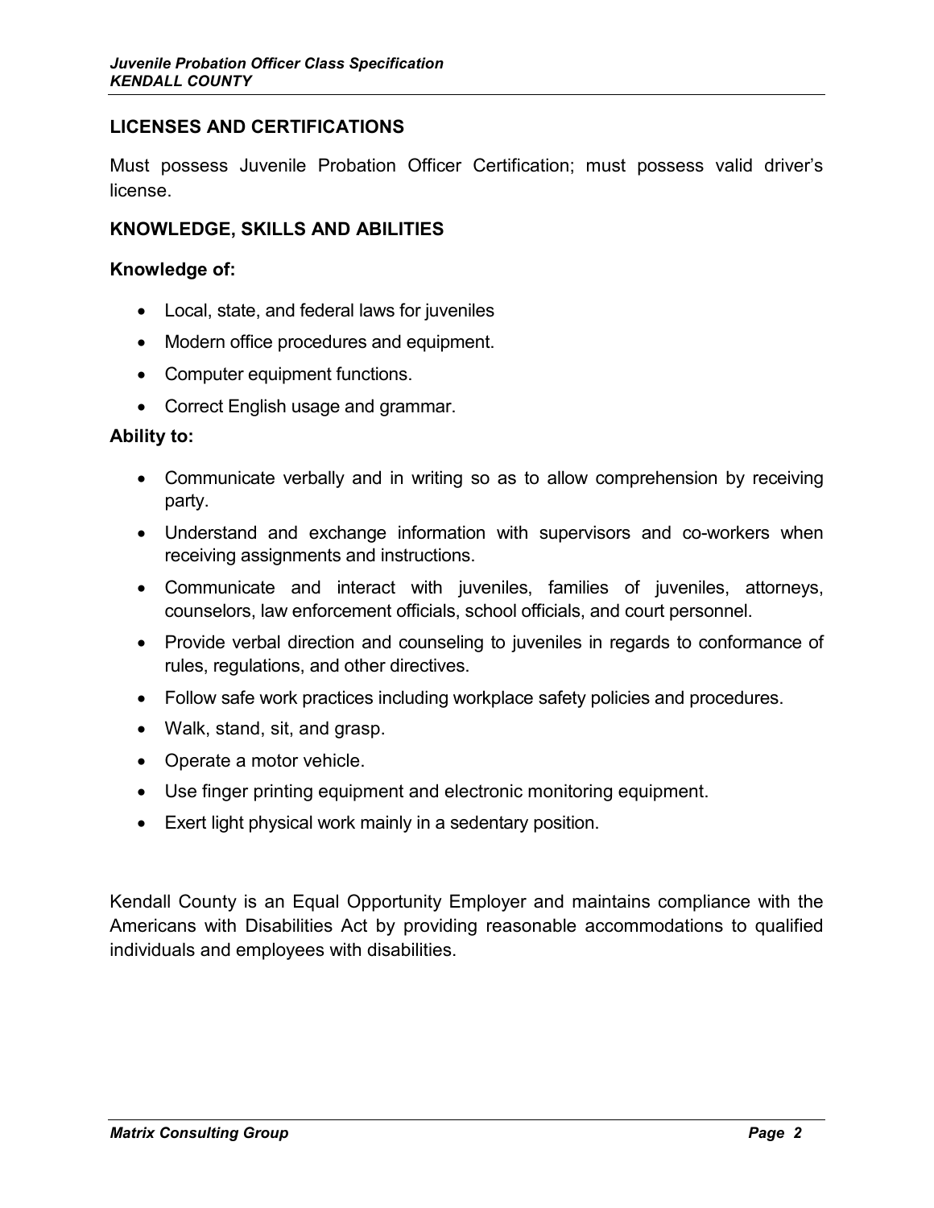## LICENSES AND CERTIFICATIONS

Must possess Juvenile Probation Officer Certification; must possess valid driver's license.

## KNOWLEDGE, SKILLS AND ABILITIES

### Knowledge of:

- Local, state, and federal laws for juveniles
- Modern office procedures and equipment.
- Computer equipment functions.
- Correct English usage and grammar.

### Ability to:

- Communicate verbally and in writing so as to allow comprehension by receiving party.
- Understand and exchange information with supervisors and co-workers when receiving assignments and instructions.
- Communicate and interact with juveniles, families of juveniles, attorneys, counselors, law enforcement officials, school officials, and court personnel.
- Provide verbal direction and counseling to juveniles in regards to conformance of rules, regulations, and other directives.
- Follow safe work practices including workplace safety policies and procedures.
- Walk, stand, sit, and grasp.
- Operate a motor vehicle.
- Use finger printing equipment and electronic monitoring equipment.
- Exert light physical work mainly in a sedentary position.

Kendall County is an Equal Opportunity Employer and maintains compliance with the Americans with Disabilities Act by providing reasonable accommodations to qualified individuals and employees with disabilities.